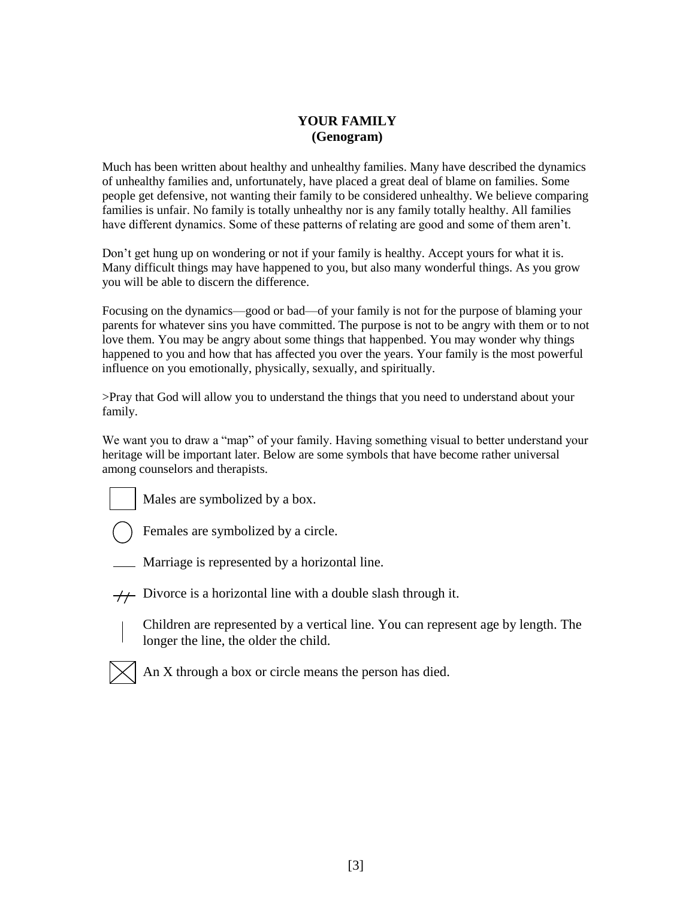# YOUR FAMILY
## (Genogram)

Much has been written about healthy and unhealthy families. Many have described the dynamics of unhealthy families and, unfortunately, have placed a great deal of blame on families. Some people get defensive, not wanting their family to be considered unhealthy. We believe comparing families is unfair. No family is totally unhealthy nor is any family totally healthy. All families have different dynamics. Some of these patterns of relating are good and some of them aren't.

Don't get hung up on wondering or not if your family is healthy. Accept yours for what it is. Many difficult things may have happened to you, but also many wonderful things. As you grow you will be able to discern the difference.

Focusing on the dynamics—good or bad—of your family is not for the purpose of blaming your parents for whatever sins you have committed. The purpose is not to be angry with them or to not love them. You may be angry about some things that happenbed. You may wonder why things happened to you and how that has affected you over the years. Your family is the most powerful influence on you emotionally, physically, sexually, and spiritually.

>Pray that God will allow you to understand the things that you need to understand about your family.

We want you to draw a "map" of your family. Having something visual to better understand your heritage will be important later. Below are some symbols that have become rather universal among counselors and therapists.

- ☐ Males are symbolized by a box.
- ◯ Females are symbolized by a circle.
- ___ Marriage is represented by a horizontal line.
- -//- Divorce is a horizontal line with a double slash through it.
- | Children are represented by a vertical line. You can represent age by length. The longer the line, the older the child.
- ☒ An X through a box or circle means the person has died.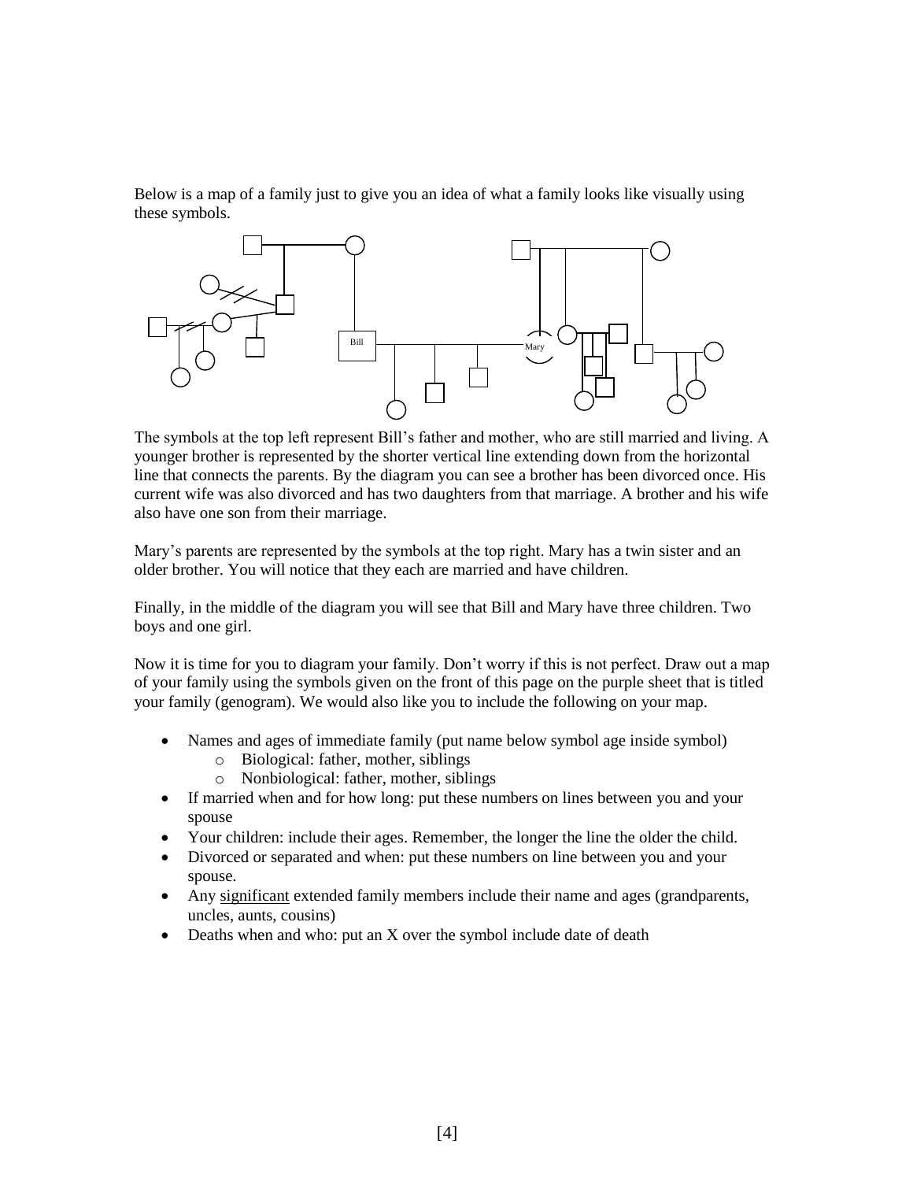Below is a map of a family just to give you an idea of what a family looks like visually using these symbols.

The symbols at the top left represent Bill's father and mother, who are still married and living. A younger brother is represented by the shorter vertical line extending down from the horizontal line that connects the parents. By the diagram you can see a brother has been divorced once. His current wife was also divorced and has two daughters from that marriage. A brother and his wife also have one son from their marriage.

Mary's parents are represented by the symbols at the top right. Mary has a twin sister and an older brother. You will notice that they each are married and have children.

Finally, in the middle of the diagram you will see that Bill and Mary have three children. Two boys and one girl.

Now it is time for you to diagram your family. Don't worry if this is not perfect. Draw out a map of your family using the symbols given on the front of this page on the purple sheet that is titled your family (genogram). We would also like you to include the following on your map.

- Names and ages of immediate family (put name below symbol age inside symbol)
  - Biological: father, mother, siblings
  - Nonbiological: father, mother, siblings
- If married when and for how long: put these numbers on lines between you and your spouse
- Your children: include their ages. Remember, the longer the line the older the child.
- Divorced or separated and when: put these numbers on line between you and your spouse.
- Any <u>significant</u> extended family members include their name and ages (grandparents, uncles, aunts, cousins)
- Deaths when and who: put an X over the symbol include date of death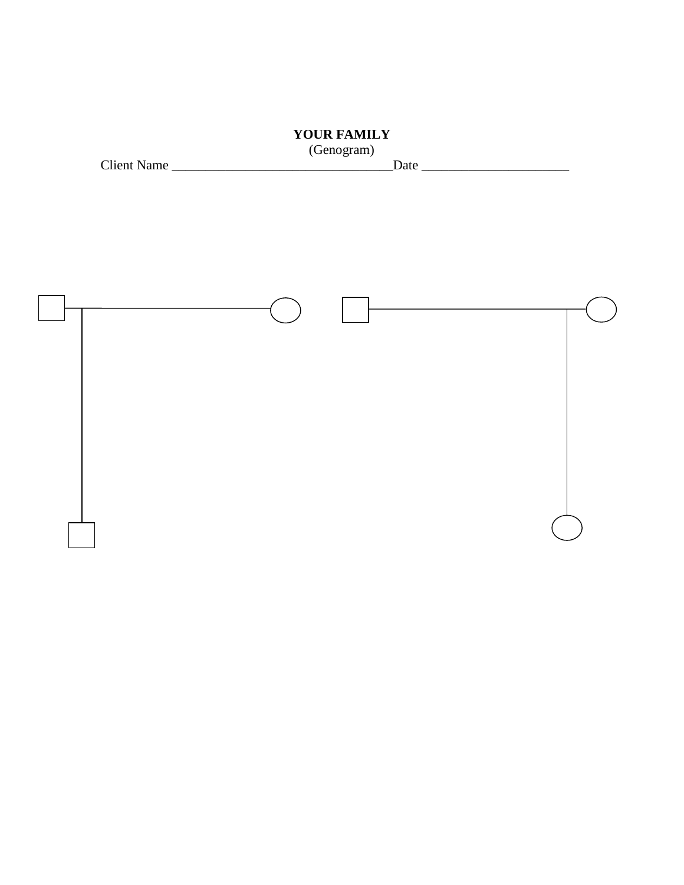**YOUR FAMILY**

(Genogram)

Client Name ________________________________Date _____________________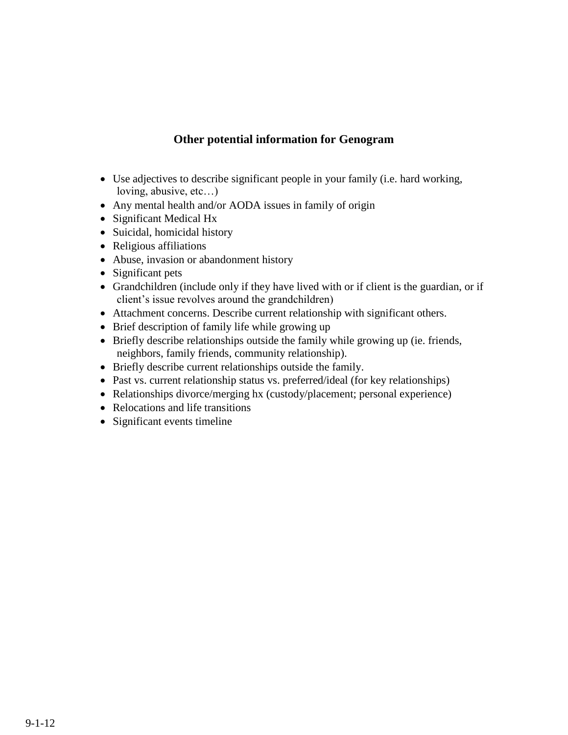## Other potential information for Genogram

- Use adjectives to describe significant people in your family (i.e. hard working, loving, abusive, etc…)
- Any mental health and/or AODA issues in family of origin
- Significant Medical Hx
- Suicidal, homicidal history
- Religious affiliations
- Abuse, invasion or abandonment history
- Significant pets
- Grandchildren (include only if they have lived with or if client is the guardian, or if client's issue revolves around the grandchildren)
- Attachment concerns. Describe current relationship with significant others.
- Brief description of family life while growing up
- Briefly describe relationships outside the family while growing up (ie. friends, neighbors, family friends, community relationship).
- Briefly describe current relationships outside the family.
- Past vs. current relationship status vs. preferred/ideal (for key relationships)
- Relationships divorce/merging hx (custody/placement; personal experience)
- Relocations and life transitions
- Significant events timeline

9-1-12